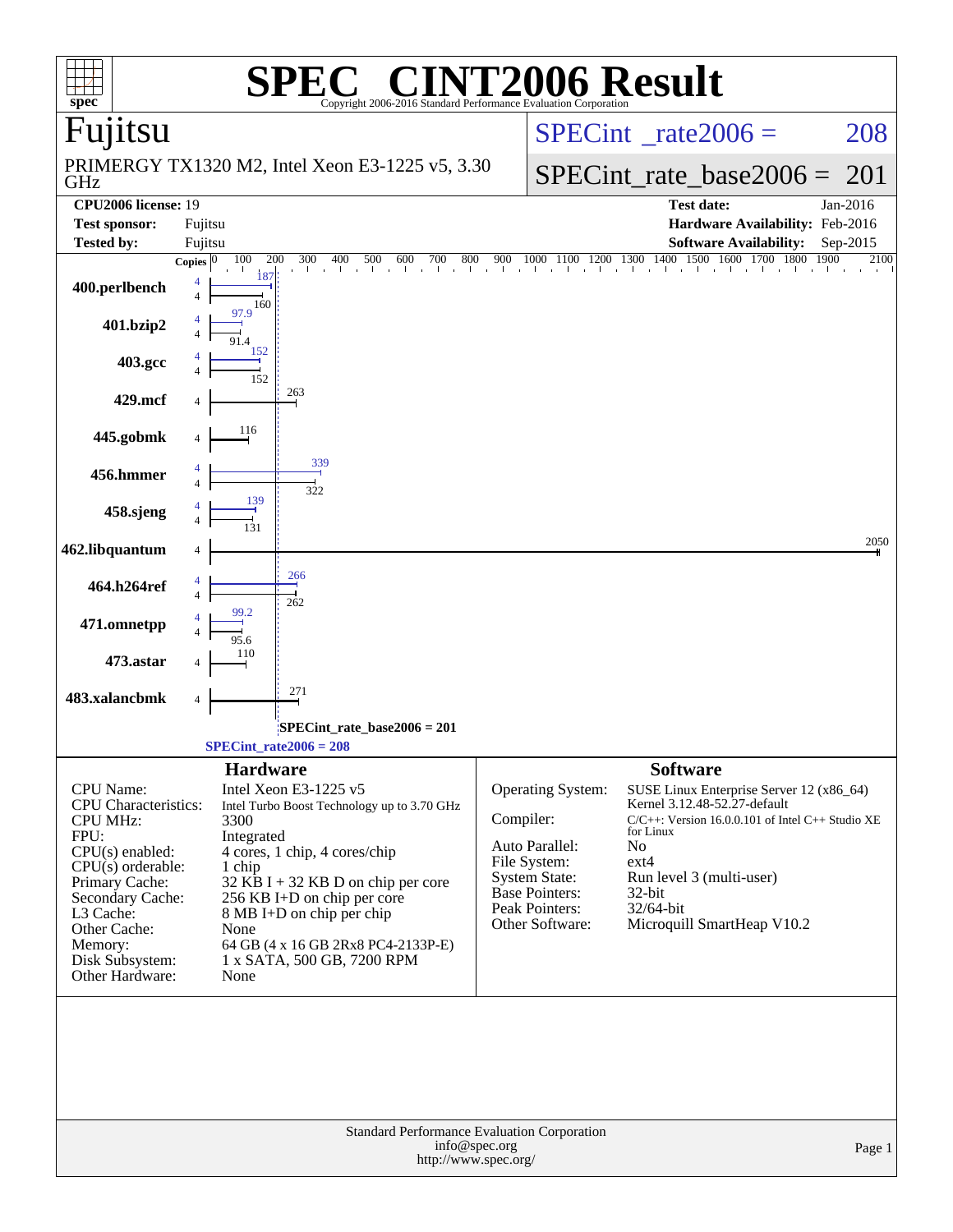# SPEC CINT2006 Result

Copyright 2006-2016 Standard Performance Evaluation Corporation

## Fujitsu

PRIMERGY TX1320 M2, Intel Xeon E3-1225 v5, 3.30 GHz

SPECint_rate2006 = 208

SPECint_rate_base2006 = 201

| | | | |
|---|---|---|---|
| **CPU2006 license:** | 19 | **Test date:** | Jan-2016 |
| **Test sponsor:** | Fujitsu | **Hardware Availability:** | Feb-2016 |
| **Tested by:** | Fujitsu | **Software Availability:** | Sep-2015 |

| Benchmark | Copies (peak) | Peak | Copies (base) | Base |
|---|---|---|---|---|
| 400.perlbench | 4 | 187 | 4 | 160 |
| 401.bzip2 | 4 | 97.9 | 4 | 91.4 |
| 403.gcc | 4 | 152 | 4 | 152 |
| 429.mcf | | | 4 | 263 |
| 445.gobmk | | | 4 | 116 |
| 456.hmmer | 4 | 339 | 4 | 322 |
| 458.sjeng | 4 | 139 | 4 | 131 |
| 462.libquantum | | | 4 | 2050 |
| 464.h264ref | 4 | 266 | 4 | 262 |
| 471.omnetpp | 4 | 99.2 | 4 | 95.6 |
| 473.astar | | | 4 | 110 |
| 483.xalancbmk | | | 4 | 271 |

SPECint_rate_base2006 = 201

SPECint_rate2006 = 208

## Hardware

| | |
|---|---|
| CPU Name: | Intel Xeon E3-1225 v5 |
| CPU Characteristics: | Intel Turbo Boost Technology up to 3.70 GHz |
| CPU MHz: | 3300 |
| FPU: | Integrated |
| CPU(s) enabled: | 4 cores, 1 chip, 4 cores/chip |
| CPU(s) orderable: | 1 chip |
| Primary Cache: | 32 KB I + 32 KB D on chip per core |
| Secondary Cache: | 256 KB I+D on chip per core |
| L3 Cache: | 8 MB I+D on chip per chip |
| Other Cache: | None |
| Memory: | 64 GB (4 x 16 GB 2Rx8 PC4-2133P-E) |
| Disk Subsystem: | 1 x SATA, 500 GB, 7200 RPM |
| Other Hardware: | None |

## Software

| | |
|---|---|
| Operating System: | SUSE Linux Enterprise Server 12 (x86_64) Kernel 3.12.48-52.27-default |
| Compiler: | C/C++: Version 16.0.0.101 of Intel C++ Studio XE for Linux |
| Auto Parallel: | No |
| File System: | ext4 |
| System State: | Run level 3 (multi-user) |
| Base Pointers: | 32-bit |
| Peak Pointers: | 32/64-bit |
| Other Software: | Microquill SmartHeap V10.2 |

Standard Performance Evaluation Corporation
info@spec.org
http://www.spec.org/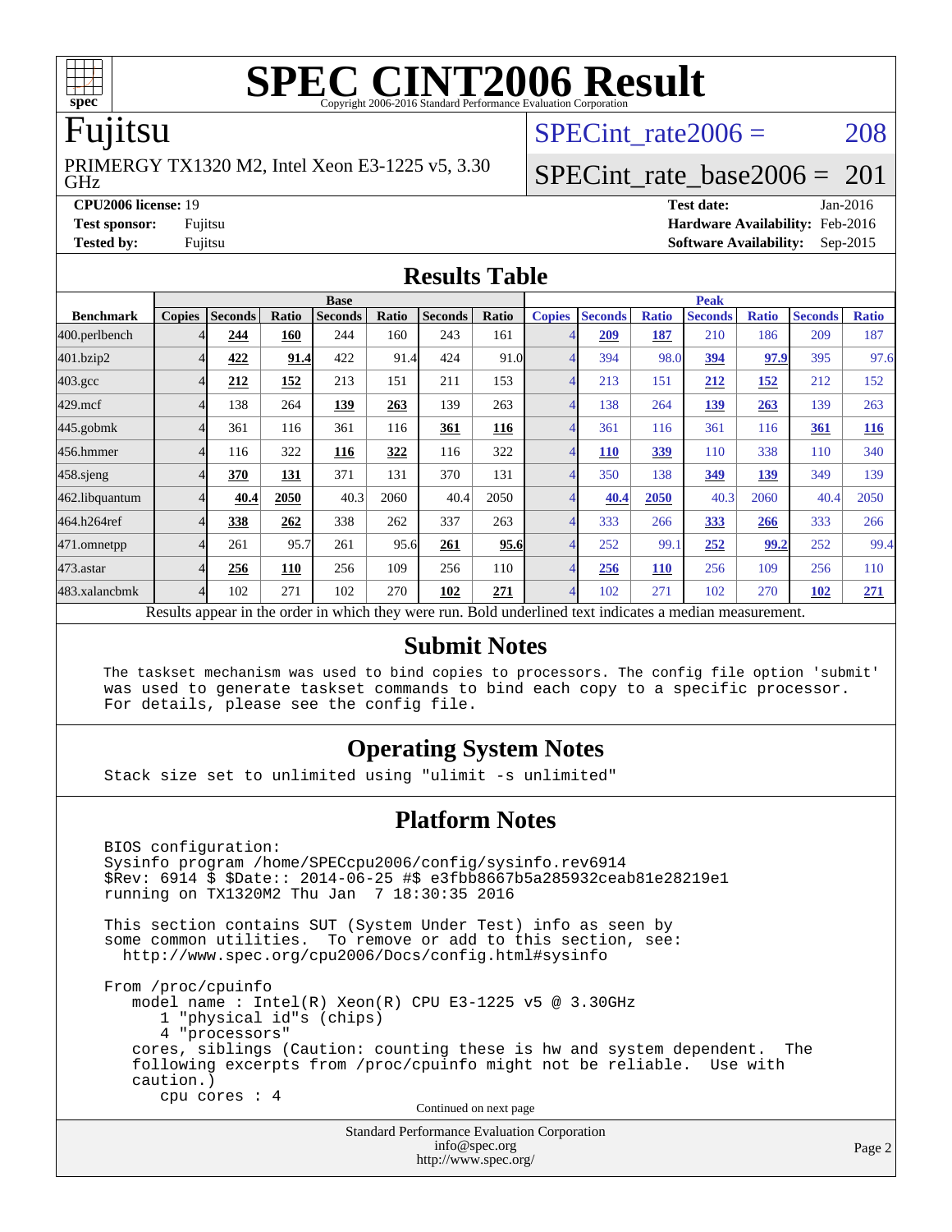# SPEC CINT2006 Result

Copyright 2006-2016 Standard Performance Evaluation Corporation

## Fujitsu

PRIMERGY TX1320 M2, Intel Xeon E3-1225 v5, 3.30 GHz

SPECint_rate2006 = 208

SPECint_rate_base2006 = 201

**CPU2006 license:** 19
**Test sponsor:** Fujitsu
**Tested by:** Fujitsu

**Test date:** Jan-2016
**Hardware Availability:** Feb-2016
**Software Availability:** Sep-2015

## Results Table

| Benchmark | Base | | | | | | | Peak | | | | | | |
|---|---|---|---|---|---|---|---|---|---|---|---|---|---|---|
| | Copies | Seconds | Ratio | Seconds | Ratio | Seconds | Ratio | Copies | Seconds | Ratio | Seconds | Ratio | Seconds | Ratio |
| 400.perlbench | 4 | **244** | **160** | 244 | 160 | 243 | 161 | 4 | **209** | **187** | 210 | 186 | 209 | 187 |
| 401.bzip2 | 4 | **422** | **91.4** | 422 | 91.4 | 424 | 91.0 | 4 | 394 | 98.0 | **394** | **97.9** | 395 | 97.6 |
| 403.gcc | 4 | **212** | **152** | 213 | 151 | 211 | 153 | 4 | 213 | 151 | **212** | **152** | 212 | 152 |
| 429.mcf | 4 | 138 | 264 | **139** | **263** | 139 | 263 | 4 | 138 | 264 | **139** | **263** | 139 | 263 |
| 445.gobmk | 4 | 361 | 116 | 361 | 116 | **361** | **116** | 4 | 361 | 116 | 361 | 116 | **361** | **116** |
| 456.hmmer | 4 | 116 | 322 | **116** | **322** | 116 | 322 | 4 | **110** | **339** | 110 | 338 | 110 | 340 |
| 458.sjeng | 4 | **370** | **131** | 371 | 131 | 370 | 131 | 4 | 350 | 138 | **349** | **139** | 349 | 139 |
| 462.libquantum | 4 | **40.4** | **2050** | 40.3 | 2060 | 40.4 | 2050 | 4 | **40.4** | **2050** | 40.3 | 2060 | 40.4 | 2050 |
| 464.h264ref | 4 | **338** | **262** | 338 | 262 | 337 | 263 | 4 | 333 | 266 | **333** | **266** | 333 | 266 |
| 471.omnetpp | 4 | 261 | 95.7 | 261 | 95.6 | **261** | **95.6** | 4 | 252 | 99.1 | **252** | **99.2** | 252 | 99.4 |
| 473.astar | 4 | **256** | **110** | 256 | 109 | 256 | 110 | 4 | **256** | **110** | 256 | 109 | 256 | 110 |
| 483.xalancbmk | 4 | 102 | 271 | 102 | 270 | **102** | **271** | 4 | 102 | 271 | 102 | 270 | **102** | **271** |

Results appear in the order in which they were run. Bold underlined text indicates a median measurement.

## Submit Notes

```
The taskset mechanism was used to bind copies to processors. The config file option 'submit'
was used to generate taskset commands to bind each copy to a specific processor.
For details, please see the config file.
```

## Operating System Notes

```
Stack size set to unlimited using "ulimit -s unlimited"
```

## Platform Notes

```
BIOS configuration:
Sysinfo program /home/SPECcpu2006/config/sysinfo.rev6914
$Rev: 6914 $ $Date:: 2014-06-25 #$ e3fbb8667b5a285932ceab81e28219e1
running on TX1320M2 Thu Jan  7 18:30:35 2016

This section contains SUT (System Under Test) info as seen by
some common utilities.  To remove or add to this section, see:
  http://www.spec.org/cpu2006/Docs/config.html#sysinfo

From /proc/cpuinfo
   model name : Intel(R) Xeon(R) CPU E3-1225 v5 @ 3.30GHz
      1 "physical id"s (chips)
      4 "processors"
   cores, siblings (Caution: counting these is hw and system dependent.  The
   following excerpts from /proc/cpuinfo might not be reliable.  Use with
   caution.)
      cpu cores : 4
```

Continued on next page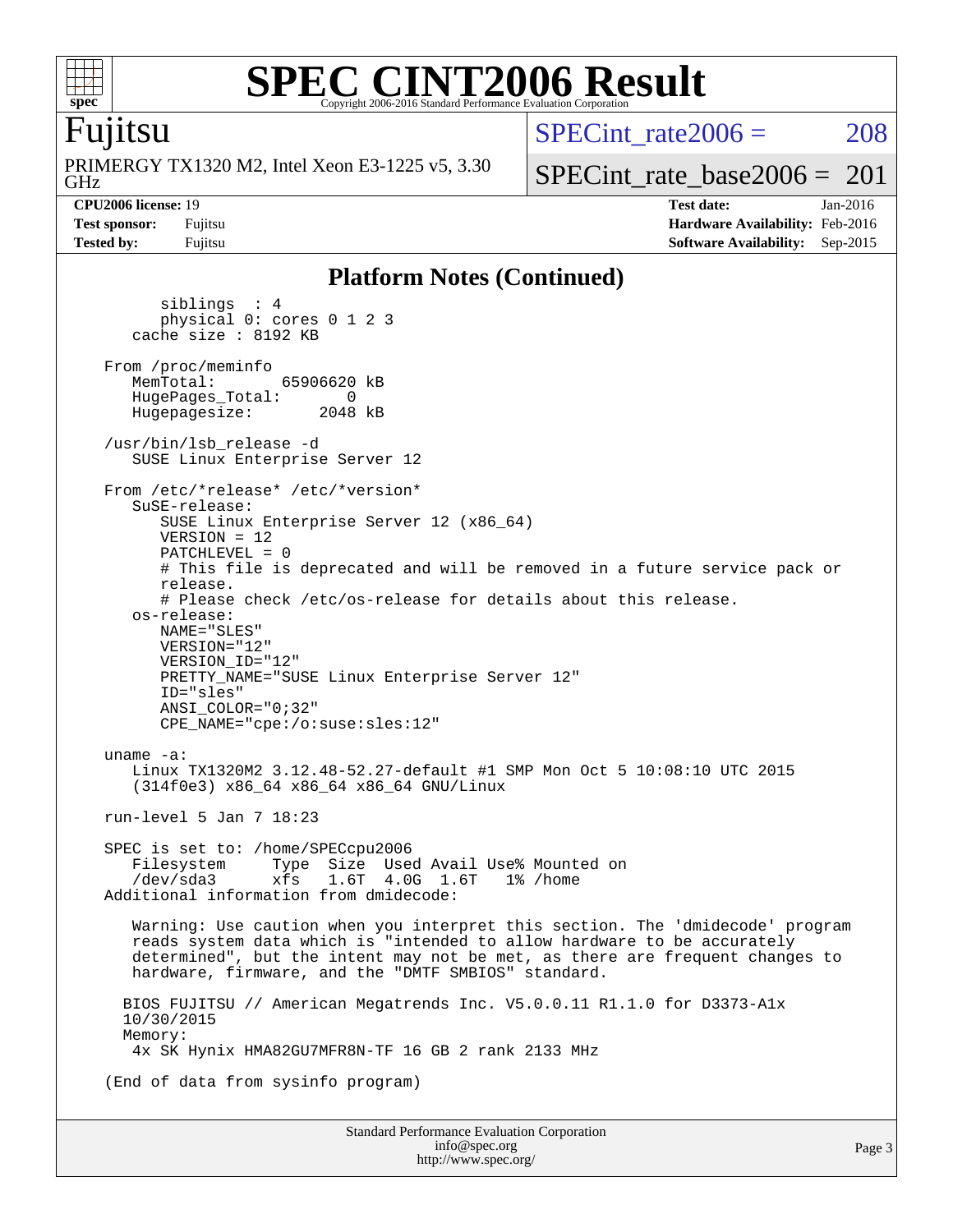## Platform Notes (Continued)

```
        siblings  : 4
        physical 0: cores 0 1 2 3
     cache size : 8192 KB

  From /proc/meminfo
     MemTotal:       65906620 kB
     HugePages_Total:       0
     Hugepagesize:       2048 kB

  /usr/bin/lsb_release -d
     SUSE Linux Enterprise Server 12

  From /etc/*release* /etc/*version*
     SuSE-release:
        SUSE Linux Enterprise Server 12 (x86_64)
        VERSION = 12
        PATCHLEVEL = 0
        # This file is deprecated and will be removed in a future service pack or
        release.
        # Please check /etc/os-release for details about this release.
     os-release:
        NAME="SLES"
        VERSION="12"
        VERSION_ID="12"
        PRETTY_NAME="SUSE Linux Enterprise Server 12"
        ID="sles"
        ANSI_COLOR="0;32"
        CPE_NAME="cpe:/o:suse:sles:12"

  uname -a:
     Linux TX1320M2 3.12.48-52.27-default #1 SMP Mon Oct 5 10:08:10 UTC 2015
     (314f0e3) x86_64 x86_64 x86_64 GNU/Linux

  run-level 5 Jan 7 18:23

  SPEC is set to: /home/SPECcpu2006
     Filesystem     Type  Size  Used Avail Use% Mounted on
     /dev/sda3      xfs   1.6T  4.0G  1.6T   1% /home
  Additional information from dmidecode:

     Warning: Use caution when you interpret this section. The 'dmidecode' program
     reads system data which is "intended to allow hardware to be accurately
     determined", but the intent may not be met, as there are frequent changes to
     hardware, firmware, and the "DMTF SMBIOS" standard.

    BIOS FUJITSU // American Megatrends Inc. V5.0.0.11 R1.1.0 for D3373-A1x
    10/30/2015
    Memory:
     4x SK Hynix HMA82GU7MFR8N-TF 16 GB 2 rank 2133 MHz

  (End of data from sysinfo program)
```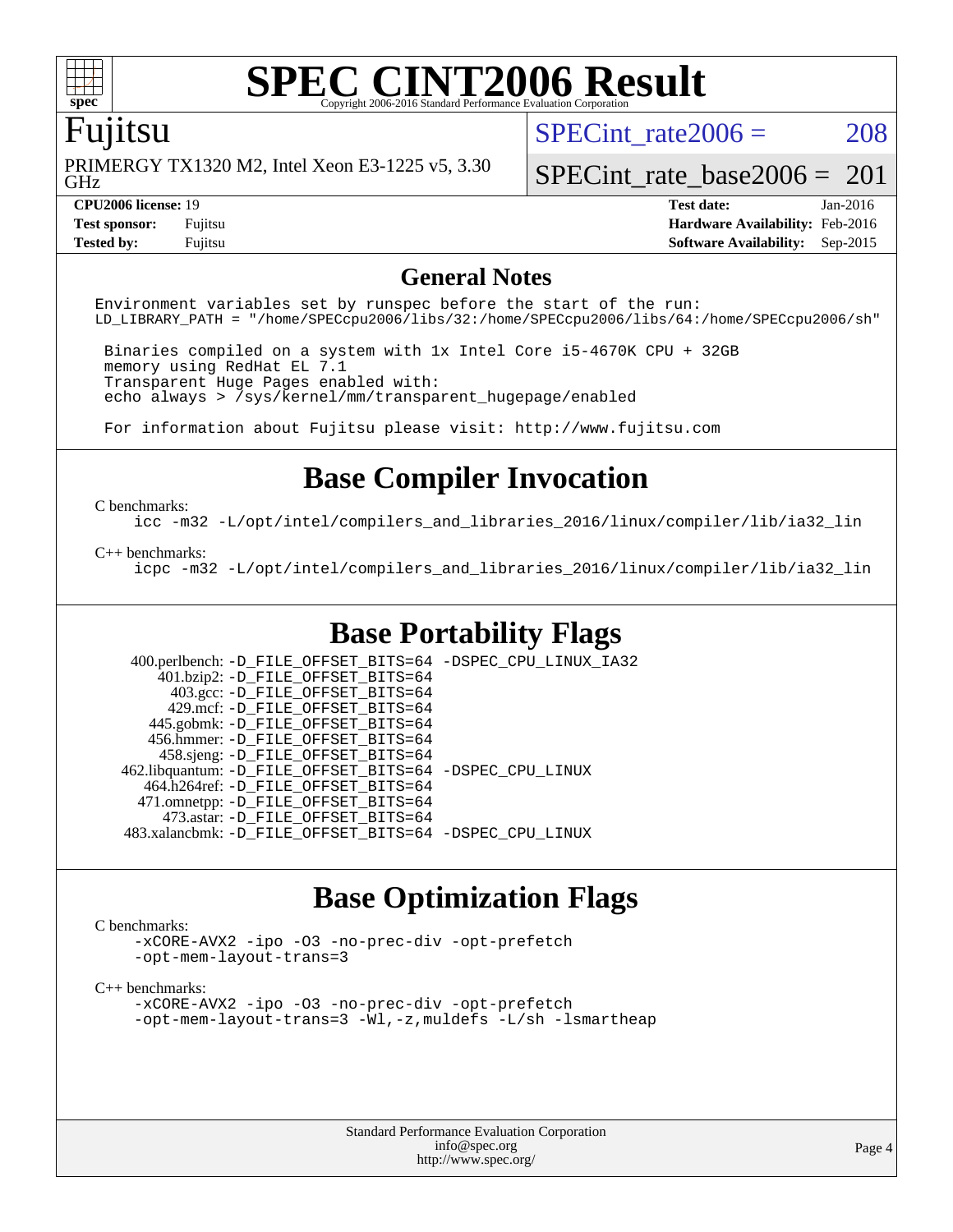# SPEC CINT2006 Result

Copyright 2006-2016 Standard Performance Evaluation Corporation

## Fujitsu

PRIMERGY TX1320 M2, Intel Xeon E3-1225 v5, 3.30 GHz

SPECint_rate2006 = 208

SPECint_rate_base2006 = 201

| | | | |
|---|---|---|---|
| **CPU2006 license:** 19 | | **Test date:** | Jan-2016 |
| **Test sponsor:** | Fujitsu | **Hardware Availability:** | Feb-2016 |
| **Tested by:** | Fujitsu | **Software Availability:** | Sep-2015 |

## General Notes

```
Environment variables set by runspec before the start of the run:
LD_LIBRARY_PATH = "/home/SPECcpu2006/libs/32:/home/SPECcpu2006/libs/64:/home/SPECcpu2006/sh"

 Binaries compiled on a system with 1x Intel Core i5-4670K CPU + 32GB
 memory using RedHat EL 7.1
 Transparent Huge Pages enabled with:
 echo always > /sys/kernel/mm/transparent_hugepage/enabled

 For information about Fujitsu please visit: http://www.fujitsu.com
```

## Base Compiler Invocation

C benchmarks:

```
icc -m32 -L/opt/intel/compilers_and_libraries_2016/linux/compiler/lib/ia32_lin
```

C++ benchmarks:

```
icpc -m32 -L/opt/intel/compilers_and_libraries_2016/linux/compiler/lib/ia32_lin
```

## Base Portability Flags

```
   400.perlbench: -D_FILE_OFFSET_BITS=64 -DSPEC_CPU_LINUX_IA32
       401.bzip2: -D_FILE_OFFSET_BITS=64
         403.gcc: -D_FILE_OFFSET_BITS=64
         429.mcf: -D_FILE_OFFSET_BITS=64
       445.gobmk: -D_FILE_OFFSET_BITS=64
       456.hmmer: -D_FILE_OFFSET_BITS=64
       458.sjeng: -D_FILE_OFFSET_BITS=64
  462.libquantum: -D_FILE_OFFSET_BITS=64 -DSPEC_CPU_LINUX
     464.h264ref: -D_FILE_OFFSET_BITS=64
     471.omnetpp: -D_FILE_OFFSET_BITS=64
       473.astar: -D_FILE_OFFSET_BITS=64
   483.xalancbmk: -D_FILE_OFFSET_BITS=64 -DSPEC_CPU_LINUX
```

## Base Optimization Flags

C benchmarks:

```
-xCORE-AVX2 -ipo -O3 -no-prec-div -opt-prefetch
-opt-mem-layout-trans=3
```

C++ benchmarks:

```
-xCORE-AVX2 -ipo -O3 -no-prec-div -opt-prefetch
-opt-mem-layout-trans=3 -Wl,-z,muldefs -L/sh -lsmartheap
```

Standard Performance Evaluation Corporation
info@spec.org
http://www.spec.org/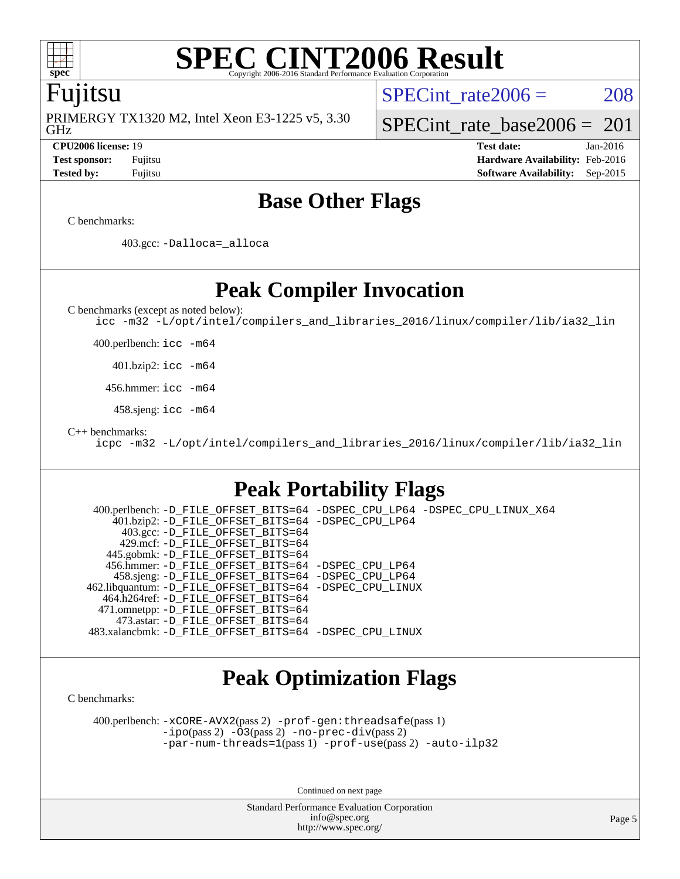# SPEC CINT2006 Result

Copyright 2006-2016 Standard Performance Evaluation Corporation

## Fujitsu

PRIMERGY TX1320 M2, Intel Xeon E3-1225 v5, 3.30 GHz

SPECint_rate2006 = 208

SPECint_rate_base2006 = 201

| | | | |
|---|---|---|---|
| **CPU2006 license:** | 19 | **Test date:** | Jan-2016 |
| **Test sponsor:** | Fujitsu | **Hardware Availability:** | Feb-2016 |
| **Tested by:** | Fujitsu | **Software Availability:** | Sep-2015 |

## Base Other Flags

C benchmarks:

403.gcc: `-Dalloca=_alloca`

## Peak Compiler Invocation

C benchmarks (except as noted below):

`icc -m32 -L/opt/intel/compilers_and_libraries_2016/linux/compiler/lib/ia32_lin`

400.perlbench: `icc -m64`

401.bzip2: `icc -m64`

456.hmmer: `icc -m64`

458.sjeng: `icc -m64`

C++ benchmarks:

`icpc -m32 -L/opt/intel/compilers_and_libraries_2016/linux/compiler/lib/ia32_lin`

## Peak Portability Flags

400.perlbench: `-D_FILE_OFFSET_BITS=64 -DSPEC_CPU_LP64 -DSPEC_CPU_LINUX_X64`
401.bzip2: `-D_FILE_OFFSET_BITS=64 -DSPEC_CPU_LP64`
403.gcc: `-D_FILE_OFFSET_BITS=64`
429.mcf: `-D_FILE_OFFSET_BITS=64`
445.gobmk: `-D_FILE_OFFSET_BITS=64`
456.hmmer: `-D_FILE_OFFSET_BITS=64 -DSPEC_CPU_LP64`
458.sjeng: `-D_FILE_OFFSET_BITS=64 -DSPEC_CPU_LP64`
462.libquantum: `-D_FILE_OFFSET_BITS=64 -DSPEC_CPU_LINUX`
464.h264ref: `-D_FILE_OFFSET_BITS=64`
471.omnetpp: `-D_FILE_OFFSET_BITS=64`
473.astar: `-D_FILE_OFFSET_BITS=64`
483.xalancbmk: `-D_FILE_OFFSET_BITS=64 -DSPEC_CPU_LINUX`

## Peak Optimization Flags

C benchmarks:

400.perlbench: `-xCORE-AVX2`(pass 2) `-prof-gen:threadsafe`(pass 1) `-ipo`(pass 2) `-O3`(pass 2) `-no-prec-div`(pass 2) `-par-num-threads=1`(pass 1) `-prof-use`(pass 2) `-auto-ilp32`

Continued on next page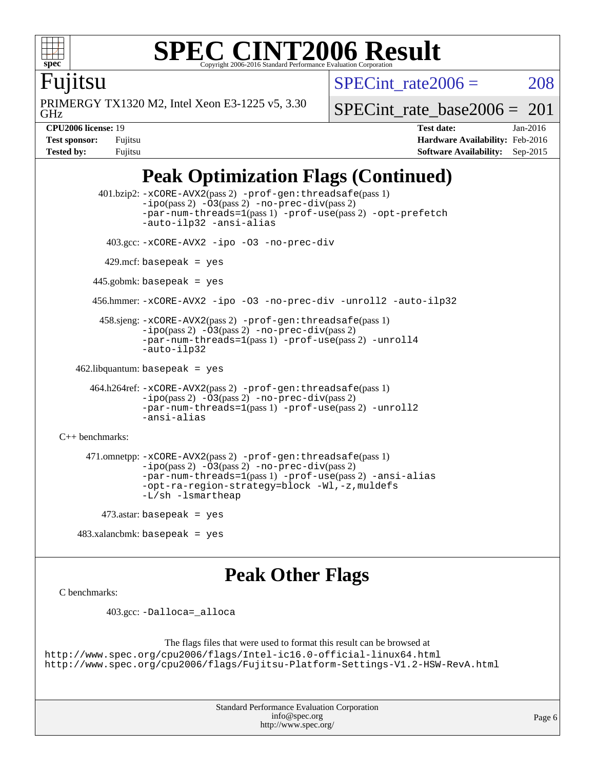# SPEC CINT2006 Result

Copyright 2006-2016 Standard Performance Evaluation Corporation

## Fujitsu

PRIMERGY TX1320 M2, Intel Xeon E3-1225 v5, 3.30 GHz

SPECint_rate2006 = 208

SPECint_rate_base2006 = 201

| | | | |
|---|---|---|---|
| **CPU2006 license:** | 19 | **Test date:** | Jan-2016 |
| **Test sponsor:** | Fujitsu | **Hardware Availability:** | Feb-2016 |
| **Tested by:** | Fujitsu | **Software Availability:** | Sep-2015 |

## Peak Optimization Flags (Continued)

401.bzip2: `-xCORE-AVX2`(pass 2) `-prof-gen:threadsafe`(pass 1) `-ipo`(pass 2) `-O3`(pass 2) `-no-prec-div`(pass 2) `-par-num-threads=1`(pass 1) `-prof-use`(pass 2) `-opt-prefetch` `-auto-ilp32` `-ansi-alias`

403.gcc: `-xCORE-AVX2 -ipo -O3 -no-prec-div`

429.mcf: `basepeak = yes`

445.gobmk: `basepeak = yes`

456.hmmer: `-xCORE-AVX2 -ipo -O3 -no-prec-div -unroll2 -auto-ilp32`

458.sjeng: `-xCORE-AVX2`(pass 2) `-prof-gen:threadsafe`(pass 1) `-ipo`(pass 2) `-O3`(pass 2) `-no-prec-div`(pass 2) `-par-num-threads=1`(pass 1) `-prof-use`(pass 2) `-unroll4` `-auto-ilp32`

462.libquantum: `basepeak = yes`

464.h264ref: `-xCORE-AVX2`(pass 2) `-prof-gen:threadsafe`(pass 1) `-ipo`(pass 2) `-O3`(pass 2) `-no-prec-div`(pass 2) `-par-num-threads=1`(pass 1) `-prof-use`(pass 2) `-unroll2` `-ansi-alias`

C++ benchmarks:

471.omnetpp: `-xCORE-AVX2`(pass 2) `-prof-gen:threadsafe`(pass 1) `-ipo`(pass 2) `-O3`(pass 2) `-no-prec-div`(pass 2) `-par-num-threads=1`(pass 1) `-prof-use`(pass 2) `-ansi-alias` `-opt-ra-region-strategy=block -Wl,-z,muldefs` `-L/sh -lsmartheap`

473.astar: `basepeak = yes`

483.xalancbmk: `basepeak = yes`

## Peak Other Flags

C benchmarks:

403.gcc: `-Dalloca=_alloca`

The flags files that were used to format this result can be browsed at
http://www.spec.org/cpu2006/flags/Intel-ic16.0-official-linux64.html
http://www.spec.org/cpu2006/flags/Fujitsu-Platform-Settings-V1.2-HSW-RevA.html

Standard Performance Evaluation Corporation
info@spec.org
http://www.spec.org/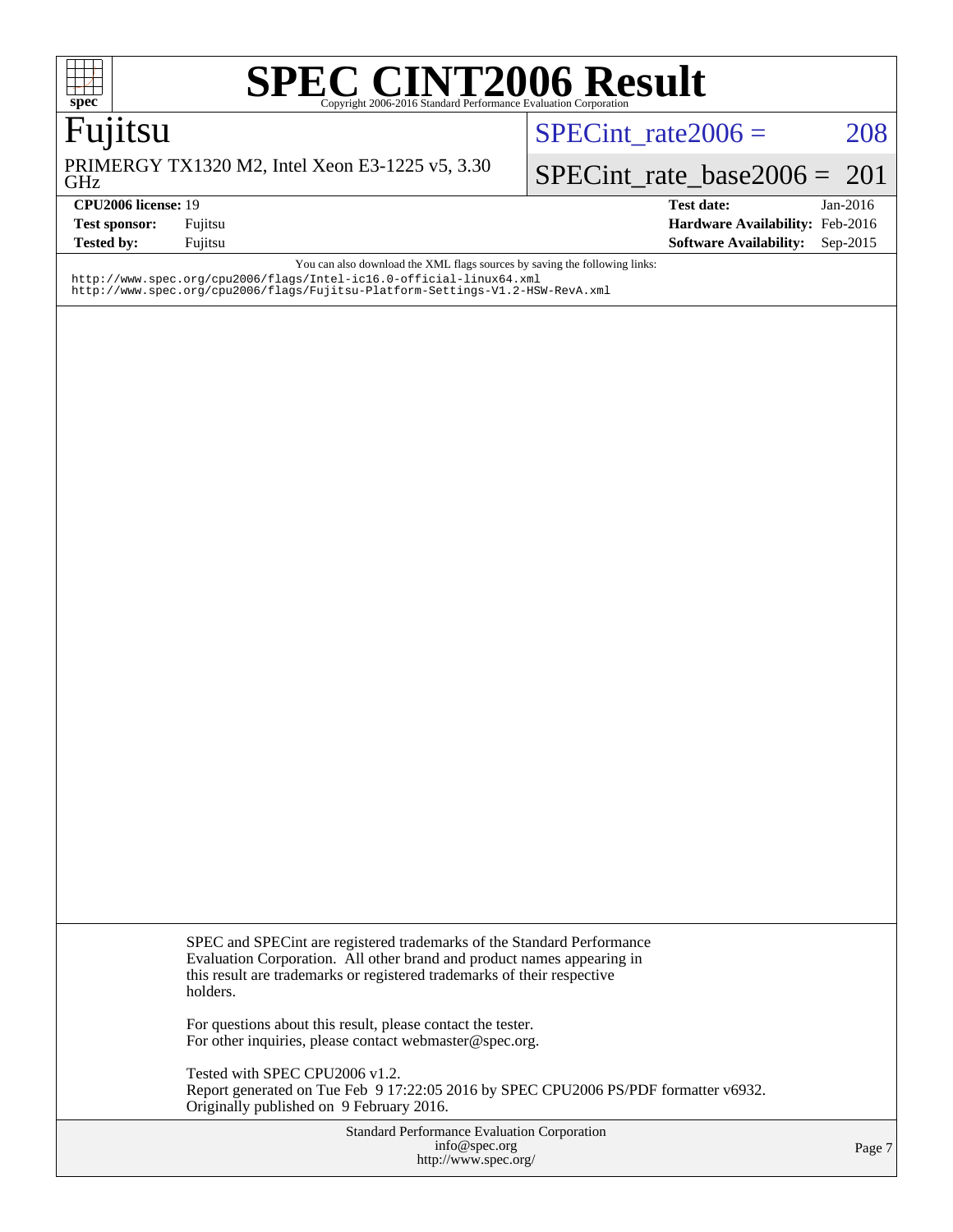# SPEC CINT2006 Result

Copyright 2006-2016 Standard Performance Evaluation Corporation

## Fujitsu

PRIMERGY TX1320 M2, Intel Xeon E3-1225 v5, 3.30 GHz

SPECint_rate2006 = 208

SPECint_rate_base2006 = 201

**CPU2006 license:** 19
**Test sponsor:** Fujitsu
**Tested by:** Fujitsu

**Test date:** Jan-2016
**Hardware Availability:** Feb-2016
**Software Availability:** Sep-2015

You can also download the XML flags sources by saving the following links:

```
http://www.spec.org/cpu2006/flags/Intel-ic16.0-official-linux64.xml
http://www.spec.org/cpu2006/flags/Fujitsu-Platform-Settings-V1.2-HSW-RevA.xml
```

SPEC and SPECint are registered trademarks of the Standard Performance Evaluation Corporation. All other brand and product names appearing in this result are trademarks or registered trademarks of their respective holders.

For questions about this result, please contact the tester.
For other inquiries, please contact webmaster@spec.org.

Tested with SPEC CPU2006 v1.2.
Report generated on Tue Feb 9 17:22:05 2016 by SPEC CPU2006 PS/PDF formatter v6932.
Originally published on 9 February 2016.

Standard Performance Evaluation Corporation
info@spec.org
http://www.spec.org/